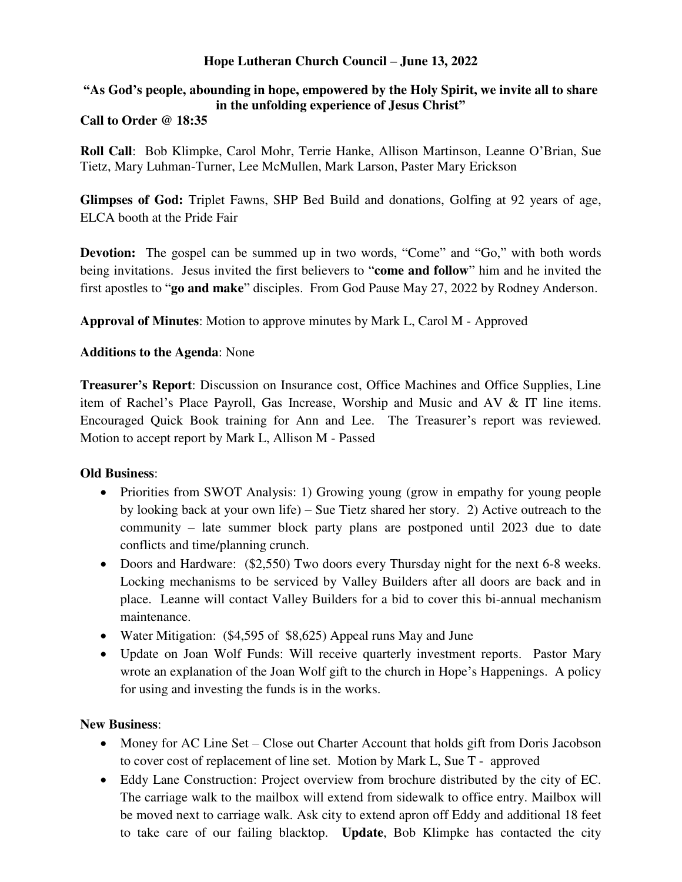# Hope Lutheran Church Council – June 13, 2022

**"As God's people, abounding in hope, empowered by the Holy Spirit, we invite all to share in the unfolding experience of Jesus Christ"**

**Call to Order @ 18:35**

**Roll Call**: Bob Klimpke, Carol Mohr, Terrie Hanke, Allison Martinson, Leanne O'Brian, Sue Tietz, Mary Luhman-Turner, Lee McMullen, Mark Larson, Paster Mary Erickson

**Glimpses of God:** Triplet Fawns, SHP Bed Build and donations, Golfing at 92 years of age, ELCA booth at the Pride Fair

**Devotion:** The gospel can be summed up in two words, "Come" and "Go," with both words being invitations. Jesus invited the first believers to "**come and follow**" him and he invited the first apostles to "**go and make**" disciples. From God Pause May 27, 2022 by Rodney Anderson.

**Approval of Minutes**: Motion to approve minutes by Mark L, Carol M - Approved

**Additions to the Agenda**: None

**Treasurer's Report**: Discussion on Insurance cost, Office Machines and Office Supplies, Line item of Rachel's Place Payroll, Gas Increase, Worship and Music and AV & IT line items. Encouraged Quick Book training for Ann and Lee. The Treasurer's report was reviewed. Motion to accept report by Mark L, Allison M - Passed

**Old Business**:

- Priorities from SWOT Analysis: 1) Growing young (grow in empathy for young people by looking back at your own life) – Sue Tietz shared her story. 2) Active outreach to the community – late summer block party plans are postponed until 2023 due to date conflicts and time/planning crunch.
- Doors and Hardware: ($2,550) Two doors every Thursday night for the next 6-8 weeks. Locking mechanisms to be serviced by Valley Builders after all doors are back and in place. Leanne will contact Valley Builders for a bid to cover this bi-annual mechanism maintenance.
- Water Mitigation: ($4,595 of $8,625) Appeal runs May and June
- Update on Joan Wolf Funds: Will receive quarterly investment reports. Pastor Mary wrote an explanation of the Joan Wolf gift to the church in Hope's Happenings. A policy for using and investing the funds is in the works.

**New Business**:

- Money for AC Line Set – Close out Charter Account that holds gift from Doris Jacobson to cover cost of replacement of line set. Motion by Mark L, Sue T - approved
- Eddy Lane Construction: Project overview from brochure distributed by the city of EC. The carriage walk to the mailbox will extend from sidewalk to office entry. Mailbox will be moved next to carriage walk. Ask city to extend apron off Eddy and additional 18 feet to take care of our failing blacktop. **Update**, Bob Klimpke has contacted the city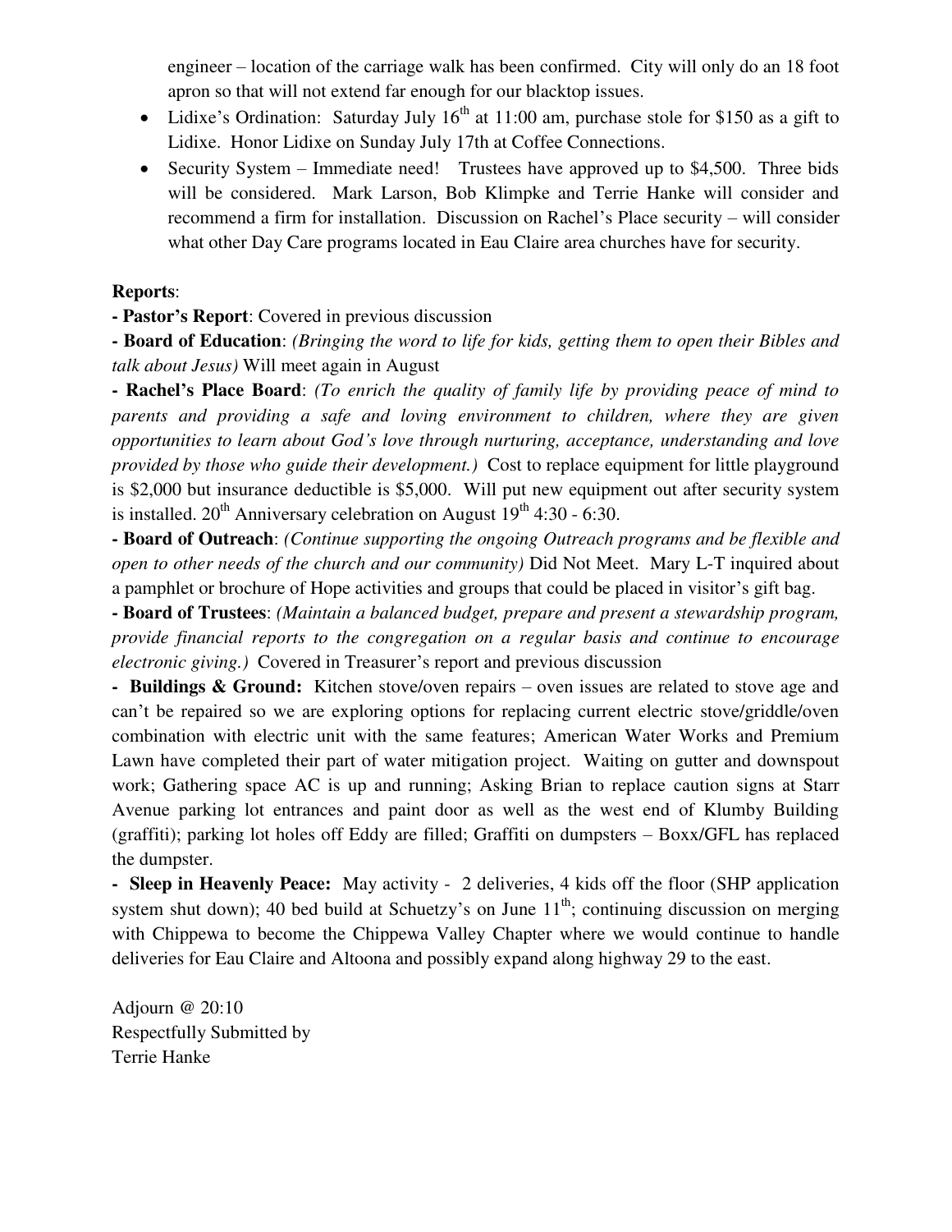engineer – location of the carriage walk has been confirmed. City will only do an 18 foot apron so that will not extend far enough for our blacktop issues.

- Lidixe's Ordination: Saturday July 16th at 11:00 am, purchase stole for $150 as a gift to Lidixe. Honor Lidixe on Sunday July 17th at Coffee Connections.
- Security System – Immediate need! Trustees have approved up to $4,500. Three bids will be considered. Mark Larson, Bob Klimpke and Terrie Hanke will consider and recommend a firm for installation. Discussion on Rachel's Place security – will consider what other Day Care programs located in Eau Claire area churches have for security.

**Reports**:

**- Pastor's Report**: Covered in previous discussion

**- Board of Education**: *(Bringing the word to life for kids, getting them to open their Bibles and talk about Jesus)* Will meet again in August

**- Rachel's Place Board**: *(To enrich the quality of family life by providing peace of mind to parents and providing a safe and loving environment to children, where they are given opportunities to learn about God's love through nurturing, acceptance, understanding and love provided by those who guide their development.)* Cost to replace equipment for little playground is $2,000 but insurance deductible is $5,000. Will put new equipment out after security system is installed. 20th Anniversary celebration on August 19th 4:30 - 6:30.

**- Board of Outreach**: *(Continue supporting the ongoing Outreach programs and be flexible and open to other needs of the church and our community)* Did Not Meet. Mary L-T inquired about a pamphlet or brochure of Hope activities and groups that could be placed in visitor's gift bag.

**- Board of Trustees**: *(Maintain a balanced budget, prepare and present a stewardship program, provide financial reports to the congregation on a regular basis and continue to encourage electronic giving.)* Covered in Treasurer's report and previous discussion

**- Buildings & Ground:** Kitchen stove/oven repairs – oven issues are related to stove age and can't be repaired so we are exploring options for replacing current electric stove/griddle/oven combination with electric unit with the same features; American Water Works and Premium Lawn have completed their part of water mitigation project. Waiting on gutter and downspout work; Gathering space AC is up and running; Asking Brian to replace caution signs at Starr Avenue parking lot entrances and paint door as well as the west end of Klumby Building (graffiti); parking lot holes off Eddy are filled; Graffiti on dumpsters – Boxx/GFL has replaced the dumpster.

**- Sleep in Heavenly Peace:** May activity - 2 deliveries, 4 kids off the floor (SHP application system shut down); 40 bed build at Schuetzy's on June 11th; continuing discussion on merging with Chippewa to become the Chippewa Valley Chapter where we would continue to handle deliveries for Eau Claire and Altoona and possibly expand along highway 29 to the east.

Adjourn @ 20:10
Respectfully Submitted by
Terrie Hanke